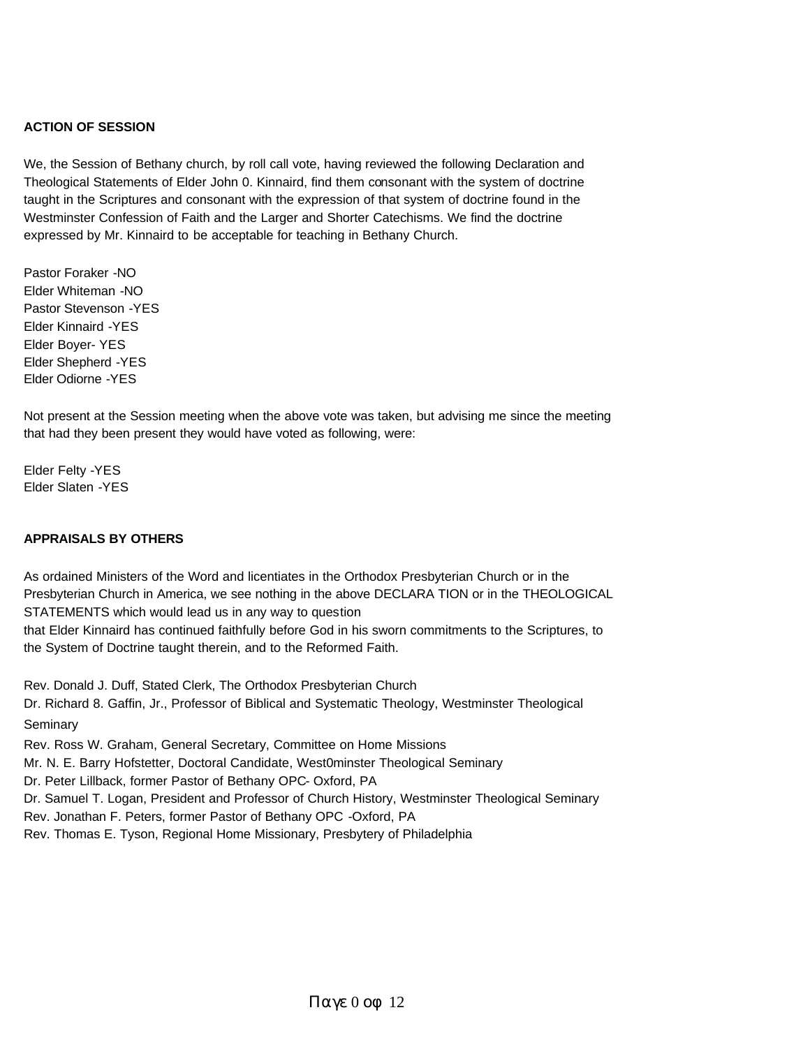**ACTION OF SESSION**

We, the Session of Bethany church, by roll call vote, having reviewed the following Declaration and Theological Statements of Elder John 0. Kinnaird, find them consonant with the system of doctrine taught in the Scriptures and consonant with the expression of that system of doctrine found in the Westminster Confession of Faith and the Larger and Shorter Catechisms. We find the doctrine expressed by Mr. Kinnaird to be acceptable for teaching in Bethany Church.

Pastor Foraker -NO
Elder Whiteman -NO
Pastor Stevenson -YES
Elder Kinnaird -YES
Elder Boyer- YES
Elder Shepherd -YES
Elder Odiorne -YES

Not present at the Session meeting when the above vote was taken, but advising me since the meeting that had they been present they would have voted as following, were:

Elder Felty -YES
Elder Slaten -YES

**APPRAISALS BY OTHERS**

As ordained Ministers of the Word and licentiates in the Orthodox Presbyterian Church or in the Presbyterian Church in America, we see nothing in the above DECLARA TION or in the THEOLOGICAL STATEMENTS which would lead us in any way to question
that Elder Kinnaird has continued faithfully before God in his sworn commitments to the Scriptures, to the System of Doctrine taught therein, and to the Reformed Faith.

Rev. Donald J. Duff, Stated Clerk, The Orthodox Presbyterian Church
Dr. Richard 8. Gaffin, Jr., Professor of Biblical and Systematic Theology, Westminster Theological Seminary
Rev. Ross W. Graham, General Secretary, Committee on Home Missions
Mr. N. E. Barry Hofstetter, Doctoral Candidate, West0minster Theological Seminary
Dr. Peter Lillback, former Pastor of Bethany OPC- Oxford, PA
Dr. Samuel T. Logan, President and Professor of Church History, Westminster Theological Seminary
Rev. Jonathan F. Peters, former Pastor of Bethany OPC -Oxford, PA
Rev. Thomas E. Tyson, Regional Home Missionary, Presbytery of Philadelphia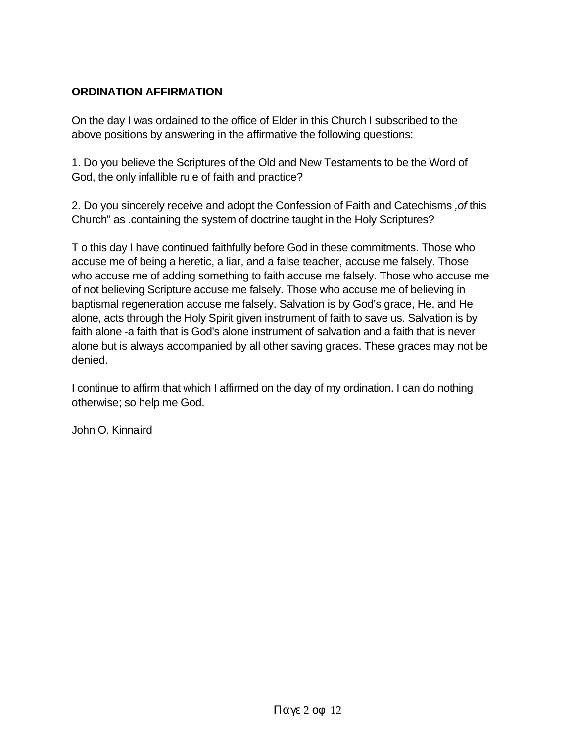**ORDINATION AFFIRMATION**

On the day I was ordained to the office of Elder in this Church I subscribed to the above positions by answering in the affirmative the following questions:

1. Do you believe the Scriptures of the Old and New Testaments to be the Word of God, the only infallible rule of faith and practice?

2. Do you sincerely receive and adopt the Confession of Faith and Catechisms ,*of* this Church" as .containing the system of doctrine taught in the Holy Scriptures?

T o this day I have continued faithfully before God in these commitments. Those who accuse me of being a heretic, a liar, and a false teacher, accuse me falsely. Those who accuse me of adding something to faith accuse me falsely. Those who accuse me of not believing Scripture accuse me falsely. Those who accuse me of believing in baptismal regeneration accuse me falsely. Salvation is by God's grace, He, and He alone, acts through the Holy Spirit given instrument of faith to save us. Salvation is by faith alone -a faith that is God's alone instrument of salvation and a faith that is never alone but is always accompanied by all other saving graces. These graces may not be denied.

I continue to affirm that which I affirmed on the day of my ordination. I can do nothing otherwise; so help me God.

John O. Kinnaird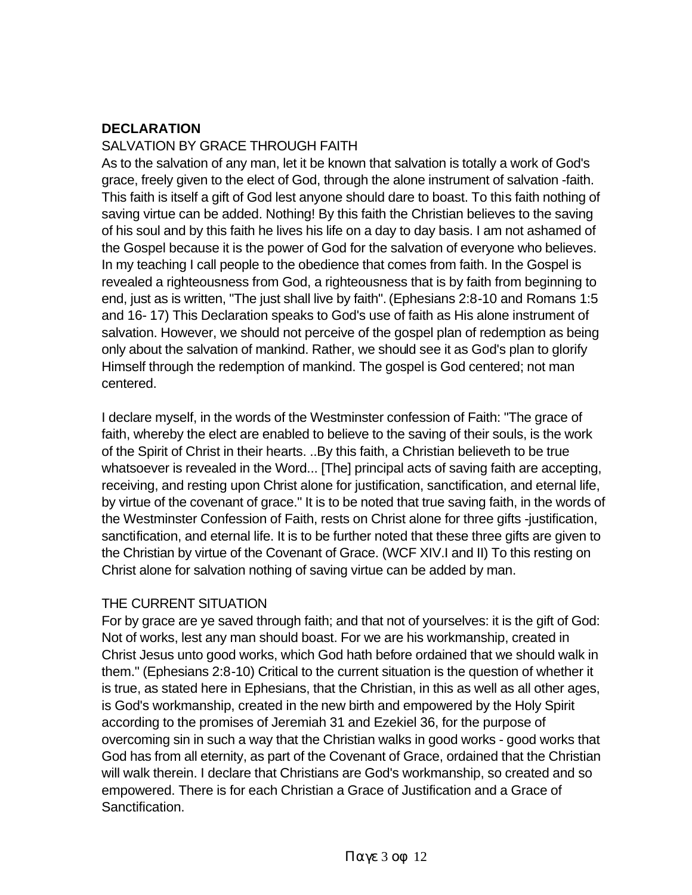**DECLARATION**

SALVATION BY GRACE THROUGH FAITH

As to the salvation of any man, let it be known that salvation is totally a work of God's grace, freely given to the elect of God, through the alone instrument of salvation -faith. This faith is itself a gift of God lest anyone should dare to boast. To this faith nothing of saving virtue can be added. Nothing! By this faith the Christian believes to the saving of his soul and by this faith he lives his life on a day to day basis. I am not ashamed of the Gospel because it is the power of God for the salvation of everyone who believes. In my teaching I call people to the obedience that comes from faith. In the Gospel is revealed a righteousness from God, a righteousness that is by faith from beginning to end, just as is written, "The just shall live by faith". (Ephesians 2:8-10 and Romans 1:5 and 16- 17) This Declaration speaks to God's use of faith as His alone instrument of salvation. However, we should not perceive of the gospel plan of redemption as being only about the salvation of mankind. Rather, we should see it as God's plan to glorify Himself through the redemption of mankind. The gospel is God centered; not man centered.

I declare myself, in the words of the Westminster confession of Faith: "The grace of faith, whereby the elect are enabled to believe to the saving of their souls, is the work of the Spirit of Christ in their hearts. ..By this faith, a Christian believeth to be true whatsoever is revealed in the Word... [The] principal acts of saving faith are accepting, receiving, and resting upon Christ alone for justification, sanctification, and eternal life, by virtue of the covenant of grace." It is to be noted that true saving faith, in the words of the Westminster Confession of Faith, rests on Christ alone for three gifts -justification, sanctification, and eternal life. It is to be further noted that these three gifts are given to the Christian by virtue of the Covenant of Grace. (WCF XIV.I and II) To this resting on Christ alone for salvation nothing of saving virtue can be added by man.

THE CURRENT SITUATION

For by grace are ye saved through faith; and that not of yourselves: it is the gift of God: Not of works, lest any man should boast. For we are his workmanship, created in Christ Jesus unto good works, which God hath before ordained that we should walk in them." (Ephesians 2:8-10) Critical to the current situation is the question of whether it is true, as stated here in Ephesians, that the Christian, in this as well as all other ages, is God's workmanship, created in the new birth and empowered by the Holy Spirit according to the promises of Jeremiah 31 and Ezekiel 36, for the purpose of overcoming sin in such a way that the Christian walks in good works - good works that God has from all eternity, as part of the Covenant of Grace, ordained that the Christian will walk therein. I declare that Christians are God's workmanship, so created and so empowered. There is for each Christian a Grace of Justification and a Grace of Sanctification.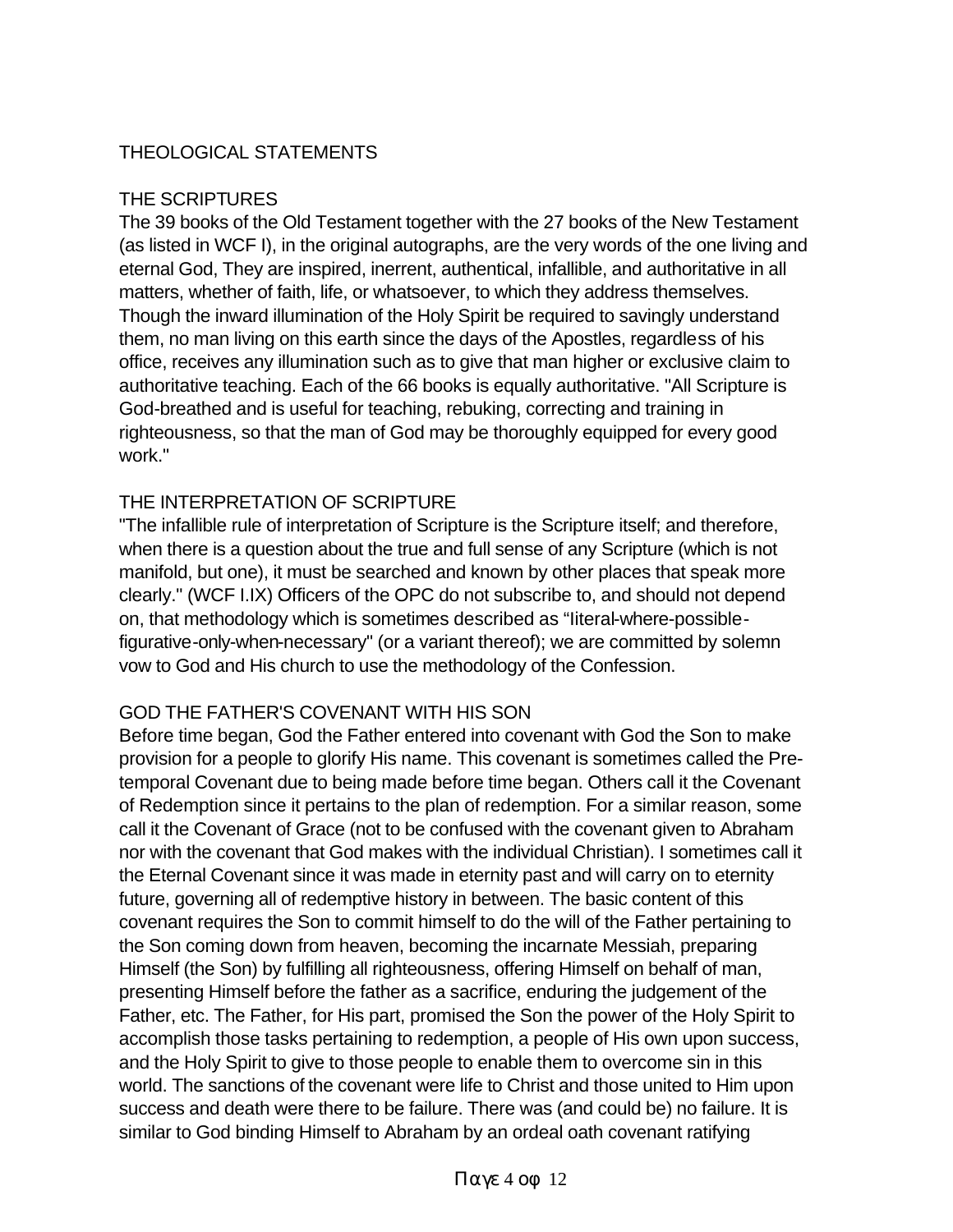# THEOLOGICAL STATEMENTS

## THE SCRIPTURES

The 39 books of the Old Testament together with the 27 books of the New Testament (as listed in WCF I), in the original autographs, are the very words of the one living and eternal God, They are inspired, inerrent, authentical, infallible, and authoritative in all matters, whether of faith, life, or whatsoever, to which they address themselves. Though the inward illumination of the Holy Spirit be required to savingly understand them, no man living on this earth since the days of the Apostles, regardless of his office, receives any illumination such as to give that man higher or exclusive claim to authoritative teaching. Each of the 66 books is equally authoritative. "All Scripture is God-breathed and is useful for teaching, rebuking, correcting and training in righteousness, so that the man of God may be thoroughly equipped for every good work."

## THE INTERPRETATION OF SCRIPTURE

"The infallible rule of interpretation of Scripture is the Scripture itself; and therefore, when there is a question about the true and full sense of any Scripture (which is not manifold, but one), it must be searched and known by other places that speak more clearly." (WCF I.IX) Officers of the OPC do not subscribe to, and should not depend on, that methodology which is sometimes described as "literal-where-possible-figurative-only-when-necessary" (or a variant thereof); we are committed by solemn vow to God and His church to use the methodology of the Confession.

## GOD THE FATHER'S COVENANT WITH HIS SON

Before time began, God the Father entered into covenant with God the Son to make provision for a people to glorify His name. This covenant is sometimes called the Pre-temporal Covenant due to being made before time began. Others call it the Covenant of Redemption since it pertains to the plan of redemption. For a similar reason, some call it the Covenant of Grace (not to be confused with the covenant given to Abraham nor with the covenant that God makes with the individual Christian). I sometimes call it the Eternal Covenant since it was made in eternity past and will carry on to eternity future, governing all of redemptive history in between. The basic content of this covenant requires the Son to commit himself to do the will of the Father pertaining to the Son coming down from heaven, becoming the incarnate Messiah, preparing Himself (the Son) by fulfilling all righteousness, offering Himself on behalf of man, presenting Himself before the father as a sacrifice, enduring the judgement of the Father, etc. The Father, for His part, promised the Son the power of the Holy Spirit to accomplish those tasks pertaining to redemption, a people of His own upon success, and the Holy Spirit to give to those people to enable them to overcome sin in this world. The sanctions of the covenant were life to Christ and those united to Him upon success and death were there to be failure. There was (and could be) no failure. It is similar to God binding Himself to Abraham by an ordeal oath covenant ratifying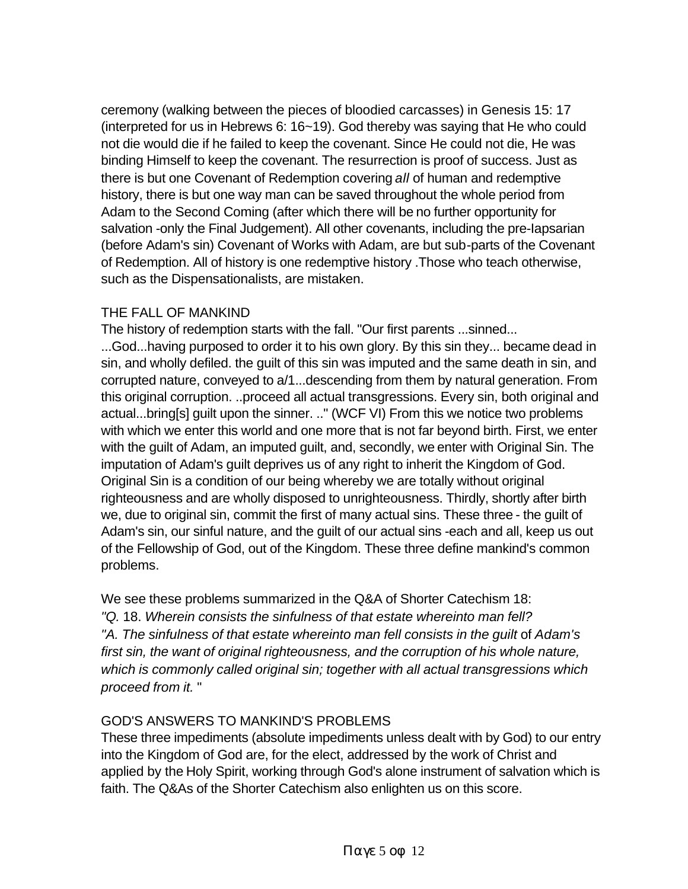ceremony (walking between the pieces of bloodied carcasses) in Genesis 15: 17 (interpreted for us in Hebrews 6: 16~19). God thereby was saying that He who could not die would die if he failed to keep the covenant. Since He could not die, He was binding Himself to keep the covenant. The resurrection is proof of success. Just as there is but one Covenant of Redemption covering *all* of human and redemptive history, there is but one way man can be saved throughout the whole period from Adam to the Second Coming (after which there will be no further opportunity for salvation -only the Final Judgement). All other covenants, including the pre-Iapsarian (before Adam's sin) Covenant of Works with Adam, are but sub-parts of the Covenant of Redemption. All of history is one redemptive history .Those who teach otherwise, such as the Dispensationalists, are mistaken.

## THE FALL OF MANKIND

The history of redemption starts with the fall. "Our first parents ...sinned... ...God...having purposed to order it to his own glory. By this sin they... became dead in sin, and wholly defiled. the guilt of this sin was imputed and the same death in sin, and corrupted nature, conveyed to a/1...descending from them by natural generation. From this original corruption. ..proceed all actual transgressions. Every sin, both original and actual...bring[s] guilt upon the sinner. .." (WCF VI) From this we notice two problems with which we enter this world and one more that is not far beyond birth. First, we enter with the guilt of Adam, an imputed guilt, and, secondly, we enter with Original Sin. The imputation of Adam's guilt deprives us of any right to inherit the Kingdom of God. Original Sin is a condition of our being whereby we are totally without original righteousness and are wholly disposed to unrighteousness. Thirdly, shortly after birth we, due to original sin, commit the first of many actual sins. These three - the guilt of Adam's sin, our sinful nature, and the guilt of our actual sins -each and all, keep us out of the Fellowship of God, out of the Kingdom. These three define mankind's common problems.

We see these problems summarized in the Q&A of Shorter Catechism 18:
*"Q.* 18. *Wherein consists the sinfulness of that estate whereinto man fell?*
*"A. The sinfulness of that estate whereinto man fell consists in the guilt* of *Adam's first sin, the want of original righteousness, and the corruption of his whole nature, which is commonly called original sin; together with all actual transgressions which proceed from it.* "

## GOD'S ANSWERS TO MANKIND'S PROBLEMS

These three impediments (absolute impediments unless dealt with by God) to our entry into the Kingdom of God are, for the elect, addressed by the work of Christ and applied by the Holy Spirit, working through God's alone instrument of salvation which is faith. The Q&As of the Shorter Catechism also enlighten us on this score.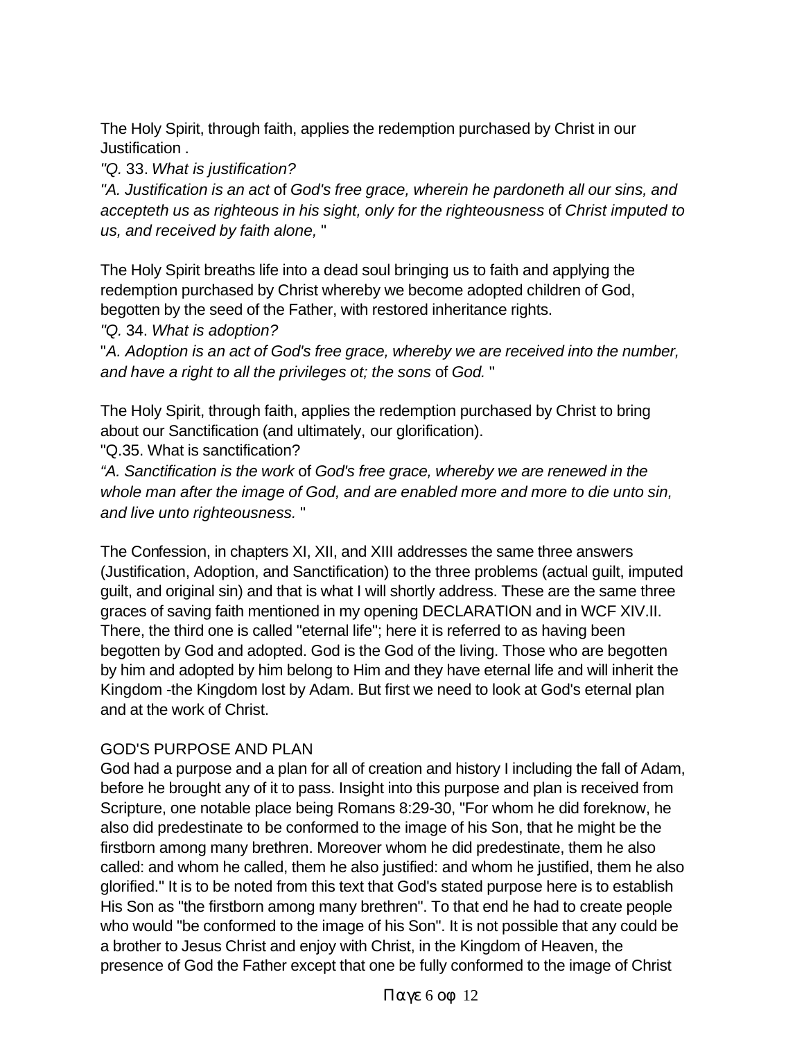The Holy Spirit, through faith, applies the redemption purchased by Christ in our Justification .

*"Q.* 33. *What is justification?*

*"A. Justification is an act* of *God's free grace, wherein he pardoneth all our sins, and accepteth us as righteous in his sight, only for the righteousness* of *Christ imputed to us, and received by faith alone,* "

The Holy Spirit breaths life into a dead soul bringing us to faith and applying the redemption purchased by Christ whereby we become adopted children of God, begotten by the seed of the Father, with restored inheritance rights.

*"Q.* 34. *What is adoption?*

"*A. Adoption is an act of God's free grace, whereby we are received into the number, and have a right to all the privileges ot; the sons* of *God.* "

The Holy Spirit, through faith, applies the redemption purchased by Christ to bring about our Sanctification (and ultimately, our glorification).

"Q.35. What is sanctification?

*"A. Sanctification is the work* of *God's free grace, whereby we are renewed in the whole man after the image of God, and are enabled more and more to die unto sin, and live unto righteousness.* "

The Confession, in chapters XI, XII, and XIII addresses the same three answers (Justification, Adoption, and Sanctification) to the three problems (actual guilt, imputed guilt, and original sin) and that is what I will shortly address. These are the same three graces of saving faith mentioned in my opening DECLARATION and in WCF XIV.II. There, the third one is called "eternal life"; here it is referred to as having been begotten by God and adopted. God is the God of the living. Those who are begotten by him and adopted by him belong to Him and they have eternal life and will inherit the Kingdom -the Kingdom lost by Adam. But first we need to look at God's eternal plan and at the work of Christ.

GOD'S PURPOSE AND PLAN

God had a purpose and a plan for all of creation and history I including the fall of Adam, before he brought any of it to pass. Insight into this purpose and plan is received from Scripture, one notable place being Romans 8:29-30, "For whom he did foreknow, he also did predestinate to be conformed to the image of his Son, that he might be the firstborn among many brethren. Moreover whom he did predestinate, them he also called: and whom he called, them he also justified: and whom he justified, them he also glorified." It is to be noted from this text that God's stated purpose here is to establish His Son as "the firstborn among many brethren". To that end he had to create people who would "be conformed to the image of his Son". It is not possible that any could be a brother to Jesus Christ and enjoy with Christ, in the Kingdom of Heaven, the presence of God the Father except that one be fully conformed to the image of Christ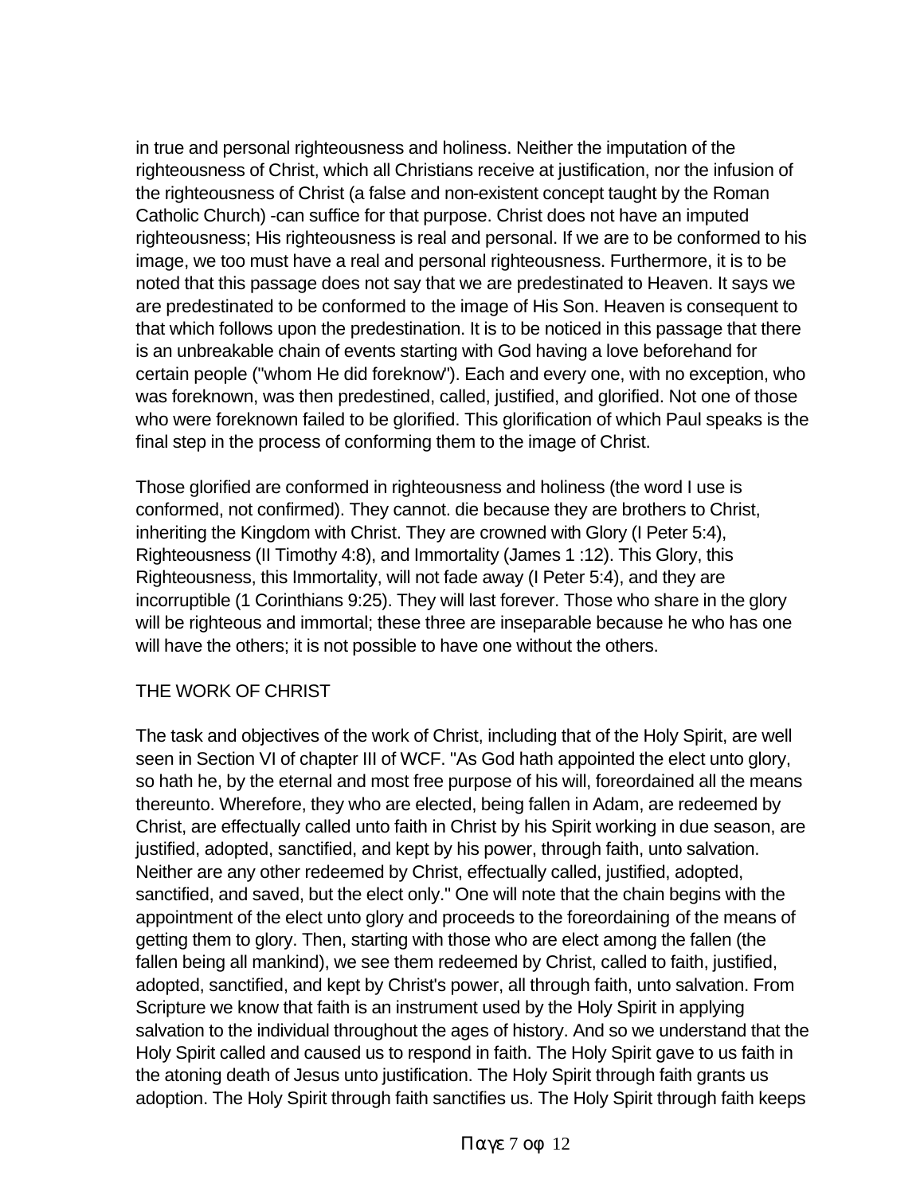in true and personal righteousness and holiness. Neither the imputation of the righteousness of Christ, which all Christians receive at justification, nor the infusion of the righteousness of Christ (a false and non-existent concept taught by the Roman Catholic Church) -can suffice for that purpose. Christ does not have an imputed righteousness; His righteousness is real and personal. If we are to be conformed to his image, we too must have a real and personal righteousness. Furthermore, it is to be noted that this passage does not say that we are predestinated to Heaven. It says we are predestinated to be conformed to the image of His Son. Heaven is consequent to that which follows upon the predestination. It is to be noticed in this passage that there is an unbreakable chain of events starting with God having a love beforehand for certain people ("whom He did foreknow"). Each and every one, with no exception, who was foreknown, was then predestined, called, justified, and glorified. Not one of those who were foreknown failed to be glorified. This glorification of which Paul speaks is the final step in the process of conforming them to the image of Christ.

Those glorified are conformed in righteousness and holiness (the word I use is conformed, not confirmed). They cannot. die because they are brothers to Christ, inheriting the Kingdom with Christ. They are crowned with Glory (I Peter 5:4), Righteousness (II Timothy 4:8), and Immortality (James 1 :12). This Glory, this Righteousness, this Immortality, will not fade away (I Peter 5:4), and they are incorruptible (1 Corinthians 9:25). They will last forever. Those who share in the glory will be righteous and immortal; these three are inseparable because he who has one will have the others; it is not possible to have one without the others.

## THE WORK OF CHRIST

The task and objectives of the work of Christ, including that of the Holy Spirit, are well seen in Section VI of chapter III of WCF. "As God hath appointed the elect unto glory, so hath he, by the eternal and most free purpose of his will, foreordained all the means thereunto. Wherefore, they who are elected, being fallen in Adam, are redeemed by Christ, are effectually called unto faith in Christ by his Spirit working in due season, are justified, adopted, sanctified, and kept by his power, through faith, unto salvation. Neither are any other redeemed by Christ, effectually called, justified, adopted, sanctified, and saved, but the elect only." One will note that the chain begins with the appointment of the elect unto glory and proceeds to the foreordaining of the means of getting them to glory. Then, starting with those who are elect among the fallen (the fallen being all mankind), we see them redeemed by Christ, called to faith, justified, adopted, sanctified, and kept by Christ's power, all through faith, unto salvation. From Scripture we know that faith is an instrument used by the Holy Spirit in applying salvation to the individual throughout the ages of history. And so we understand that the Holy Spirit called and caused us to respond in faith. The Holy Spirit gave to us faith in the atoning death of Jesus unto justification. The Holy Spirit through faith grants us adoption. The Holy Spirit through faith sanctifies us. The Holy Spirit through faith keeps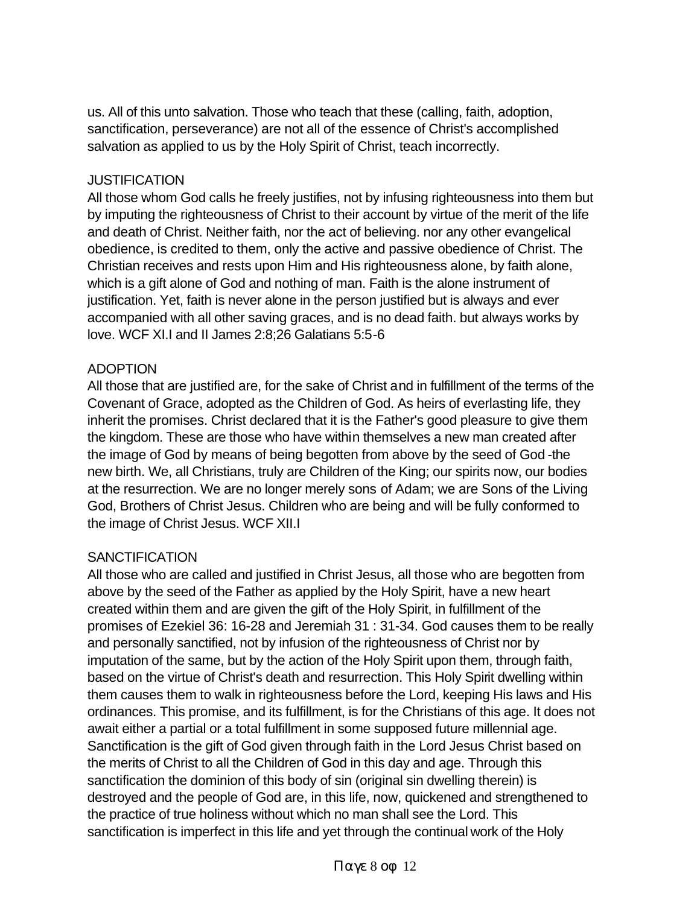us. All of this unto salvation. Those who teach that these (calling, faith, adoption, sanctification, perseverance) are not all of the essence of Christ's accomplished salvation as applied to us by the Holy Spirit of Christ, teach incorrectly.

## JUSTIFICATION

All those whom God calls he freely justifies, not by infusing righteousness into them but by imputing the righteousness of Christ to their account by virtue of the merit of the life and death of Christ. Neither faith, nor the act of believing. nor any other evangelical obedience, is credited to them, only the active and passive obedience of Christ. The Christian receives and rests upon Him and His righteousness alone, by faith alone, which is a gift alone of God and nothing of man. Faith is the alone instrument of justification. Yet, faith is never alone in the person justified but is always and ever accompanied with all other saving graces, and is no dead faith. but always works by love. WCF XI.I and II James 2:8;26 Galatians 5:5-6

## ADOPTION

All those that are justified are, for the sake of Christ and in fulfillment of the terms of the Covenant of Grace, adopted as the Children of God. As heirs of everlasting life, they inherit the promises. Christ declared that it is the Father's good pleasure to give them the kingdom. These are those who have within themselves a new man created after the image of God by means of being begotten from above by the seed of God -the new birth. We, all Christians, truly are Children of the King; our spirits now, our bodies at the resurrection. We are no longer merely sons of Adam; we are Sons of the Living God, Brothers of Christ Jesus. Children who are being and will be fully conformed to the image of Christ Jesus. WCF XII.I

## SANCTIFICATION

All those who are called and justified in Christ Jesus, all those who are begotten from above by the seed of the Father as applied by the Holy Spirit, have a new heart created within them and are given the gift of the Holy Spirit, in fulfillment of the promises of Ezekiel 36: 16-28 and Jeremiah 31 : 31-34. God causes them to be really and personally sanctified, not by infusion of the righteousness of Christ nor by imputation of the same, but by the action of the Holy Spirit upon them, through faith, based on the virtue of Christ's death and resurrection. This Holy Spirit dwelling within them causes them to walk in righteousness before the Lord, keeping His laws and His ordinances. This promise, and its fulfillment, is for the Christians of this age. It does not await either a partial or a total fulfillment in some supposed future millennial age. Sanctification is the gift of God given through faith in the Lord Jesus Christ based on the merits of Christ to all the Children of God in this day and age. Through this sanctification the dominion of this body of sin (original sin dwelling therein) is destroyed and the people of God are, in this life, now, quickened and strengthened to the practice of true holiness without which no man shall see the Lord. This sanctification is imperfect in this life and yet through the continual work of the Holy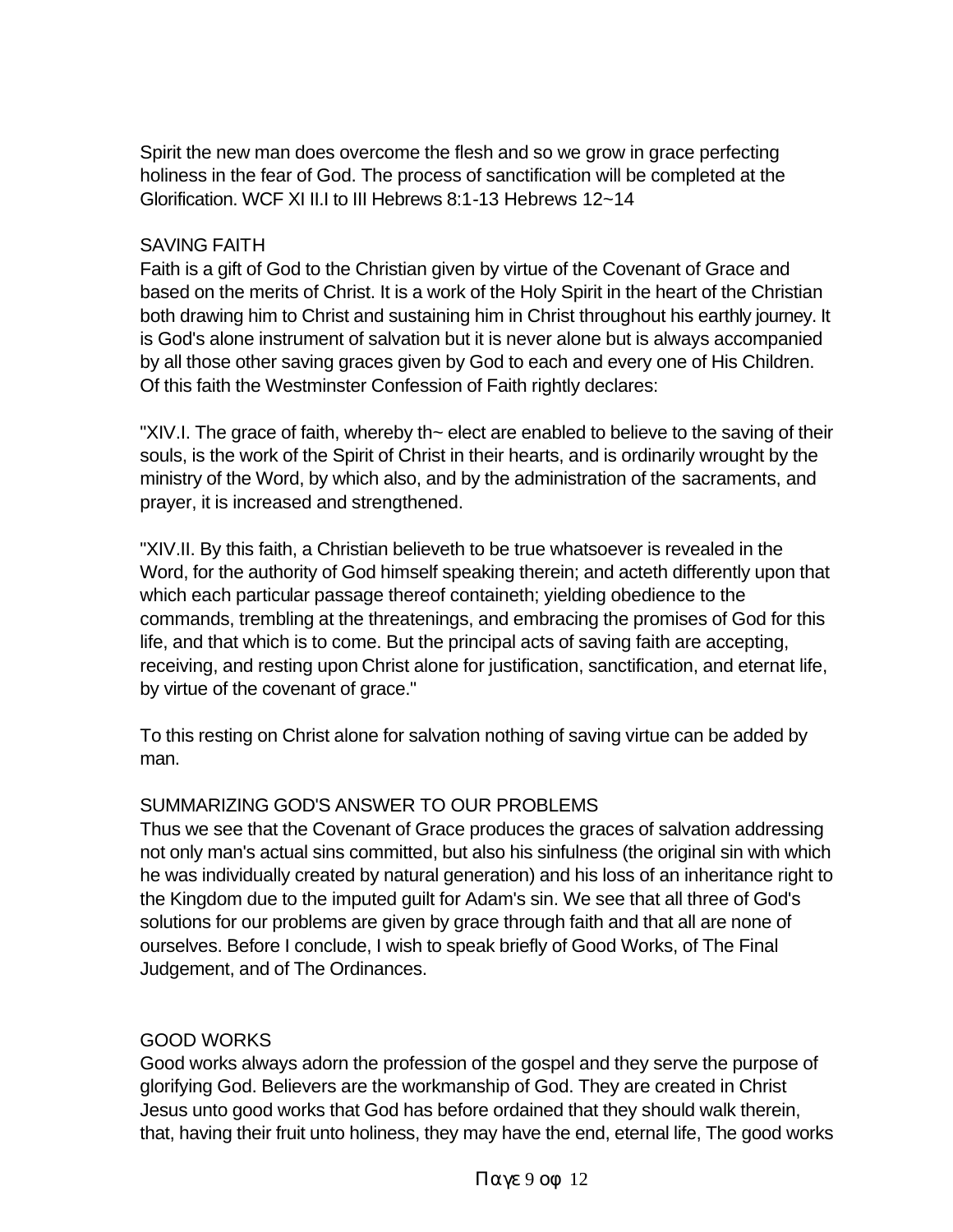Spirit the new man does overcome the flesh and so we grow in grace perfecting holiness in the fear of God. The process of sanctification will be completed at the Glorification. WCF XI II.I to III Hebrews 8:1-13 Hebrews 12~14

## SAVING FAITH

Faith is a gift of God to the Christian given by virtue of the Covenant of Grace and based on the merits of Christ. It is a work of the Holy Spirit in the heart of the Christian both drawing him to Christ and sustaining him in Christ throughout his earthly journey. It is God's alone instrument of salvation but it is never alone but is always accompanied by all those other saving graces given by God to each and every one of His Children. Of this faith the Westminster Confession of Faith rightly declares:

"XIV.I. The grace of faith, whereby th~ elect are enabled to believe to the saving of their souls, is the work of the Spirit of Christ in their hearts, and is ordinarily wrought by the ministry of the Word, by which also, and by the administration of the sacraments, and prayer, it is increased and strengthened.

"XIV.II. By this faith, a Christian believeth to be true whatsoever is revealed in the Word, for the authority of God himself speaking therein; and acteth differently upon that which each particular passage thereof containeth; yielding obedience to the commands, trembling at the threatenings, and embracing the promises of God for this life, and that which is to come. But the principal acts of saving faith are accepting, receiving, and resting upon Christ alone for justification, sanctification, and eternat life, by virtue of the covenant of grace."

To this resting on Christ alone for salvation nothing of saving virtue can be added by man.

## SUMMARIZING GOD'S ANSWER TO OUR PROBLEMS

Thus we see that the Covenant of Grace produces the graces of salvation addressing not only man's actual sins committed, but also his sinfulness (the original sin with which he was individually created by natural generation) and his loss of an inheritance right to the Kingdom due to the imputed guilt for Adam's sin. We see that all three of God's solutions for our problems are given by grace through faith and that all are none of ourselves. Before I conclude, I wish to speak briefly of Good Works, of The Final Judgement, and of The Ordinances.

## GOOD WORKS

Good works always adorn the profession of the gospel and they serve the purpose of glorifying God. Believers are the workmanship of God. They are created in Christ Jesus unto good works that God has before ordained that they should walk therein, that, having their fruit unto holiness, they may have the end, eternal life, The good works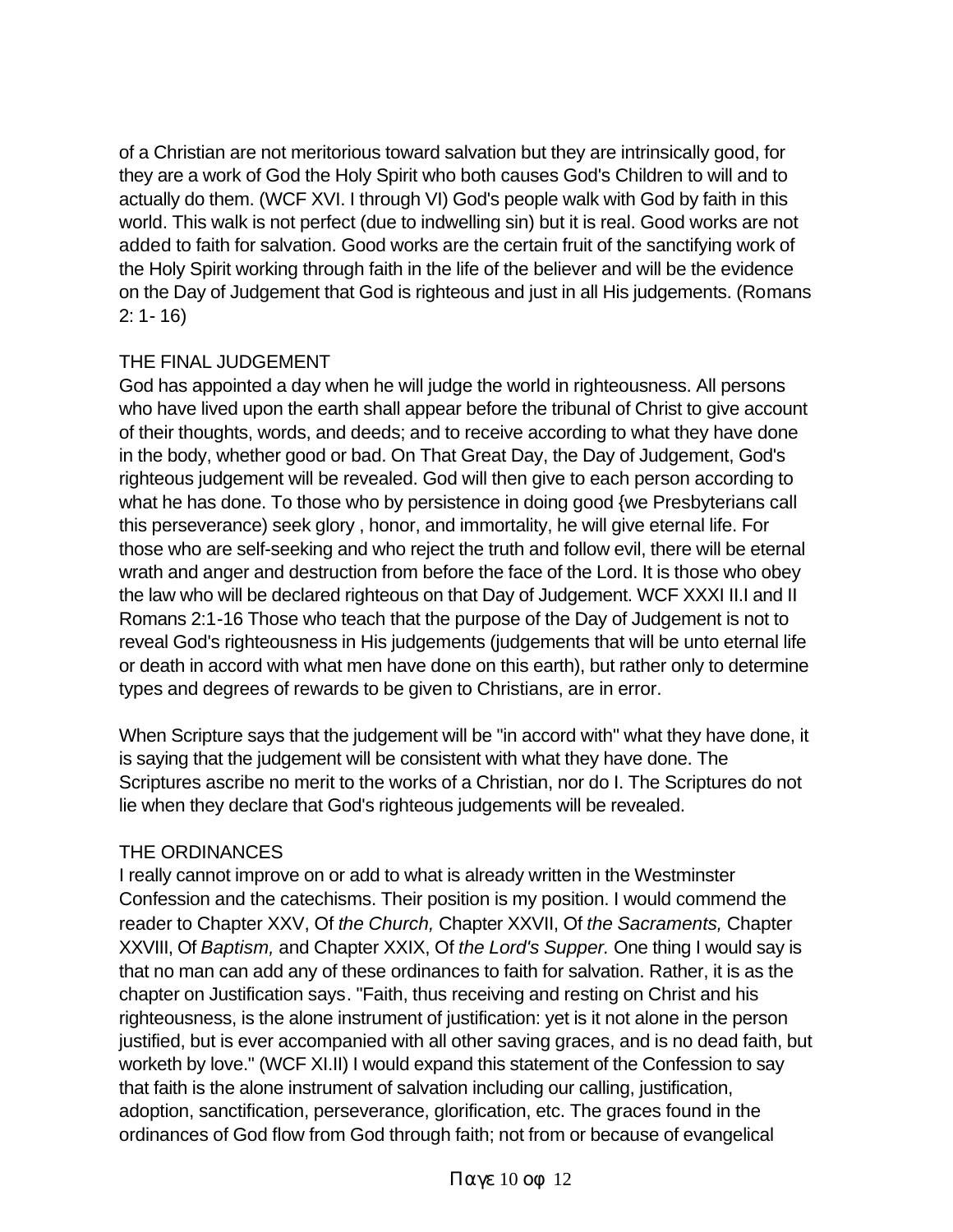of a Christian are not meritorious toward salvation but they are intrinsically good, for they are a work of God the Holy Spirit who both causes God's Children to will and to actually do them. (WCF XVI. I through VI) God's people walk with God by faith in this world. This walk is not perfect (due to indwelling sin) but it is real. Good works are not added to faith for salvation. Good works are the certain fruit of the sanctifying work of the Holy Spirit working through faith in the life of the believer and will be the evidence on the Day of Judgement that God is righteous and just in all His judgements. (Romans 2: 1- 16)

## THE FINAL JUDGEMENT

God has appointed a day when he will judge the world in righteousness. All persons who have lived upon the earth shall appear before the tribunal of Christ to give account of their thoughts, words, and deeds; and to receive according to what they have done in the body, whether good or bad. On That Great Day, the Day of Judgement, God's righteous judgement will be revealed. God will then give to each person according to what he has done. To those who by persistence in doing good {we Presbyterians call this perseverance) seek glory , honor, and immortality, he will give eternal life. For those who are self-seeking and who reject the truth and follow evil, there will be eternal wrath and anger and destruction from before the face of the Lord. It is those who obey the law who will be declared righteous on that Day of Judgement. WCF XXXI II.I and II Romans 2:1-16 Those who teach that the purpose of the Day of Judgement is not to reveal God's righteousness in His judgements (judgements that will be unto eternal life or death in accord with what men have done on this earth), but rather only to determine types and degrees of rewards to be given to Christians, are in error.

When Scripture says that the judgement will be "in accord with" what they have done, it is saying that the judgement will be consistent with what they have done. The Scriptures ascribe no merit to the works of a Christian, nor do I. The Scriptures do not lie when they declare that God's righteous judgements will be revealed.

## THE ORDINANCES

I really cannot improve on or add to what is already written in the Westminster Confession and the catechisms. Their position is my position. I would commend the reader to Chapter XXV, Of *the Church,* Chapter XXVII, Of *the Sacraments,* Chapter XXVIII, Of *Baptism,* and Chapter XXIX, Of *the Lord's Supper.* One thing I would say is that no man can add any of these ordinances to faith for salvation. Rather, it is as the chapter on Justification says. "Faith, thus receiving and resting on Christ and his righteousness, is the alone instrument of justification: yet is it not alone in the person justified, but is ever accompanied with all other saving graces, and is no dead faith, but worketh by love." (WCF XI.II) I would expand this statement of the Confession to say that faith is the alone instrument of salvation including our calling, justification, adoption, sanctification, perseverance, glorification, etc. The graces found in the ordinances of God flow from God through faith; not from or because of evangelical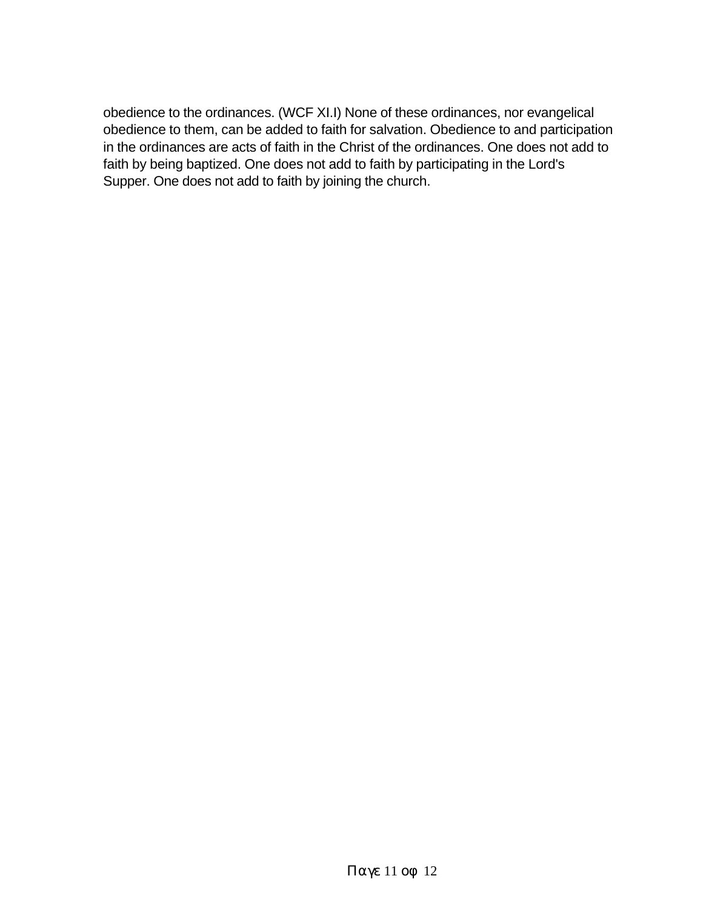obedience to the ordinances. (WCF XI.I) None of these ordinances, nor evangelical obedience to them, can be added to faith for salvation. Obedience to and participation in the ordinances are acts of faith in the Christ of the ordinances. One does not add to faith by being baptized. One does not add to faith by participating in the Lord's Supper. One does not add to faith by joining the church.